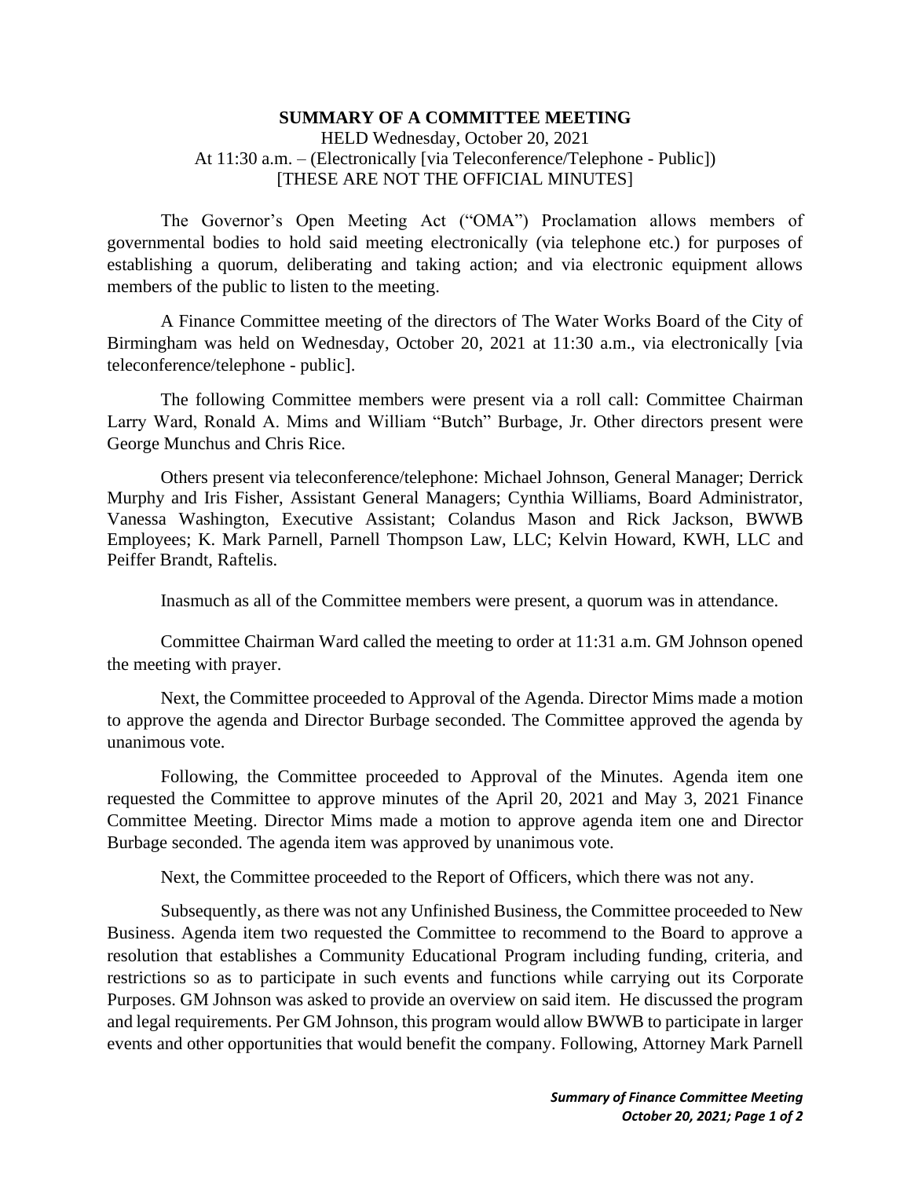**SUMMARY OF A COMMITTEE MEETING**

HELD Wednesday, October 20, 2021
At 11:30 a.m. – (Electronically [via Teleconference/Telephone - Public])
[THESE ARE NOT THE OFFICIAL MINUTES]

The Governor's Open Meeting Act ("OMA") Proclamation allows members of governmental bodies to hold said meeting electronically (via telephone etc.) for purposes of establishing a quorum, deliberating and taking action; and via electronic equipment allows members of the public to listen to the meeting.

A Finance Committee meeting of the directors of The Water Works Board of the City of Birmingham was held on Wednesday, October 20, 2021 at 11:30 a.m., via electronically [via teleconference/telephone - public].

The following Committee members were present via a roll call: Committee Chairman Larry Ward, Ronald A. Mims and William "Butch" Burbage, Jr. Other directors present were George Munchus and Chris Rice.

Others present via teleconference/telephone: Michael Johnson, General Manager; Derrick Murphy and Iris Fisher, Assistant General Managers; Cynthia Williams, Board Administrator, Vanessa Washington, Executive Assistant; Colandus Mason and Rick Jackson, BWWB Employees; K. Mark Parnell, Parnell Thompson Law, LLC; Kelvin Howard, KWH, LLC and Peiffer Brandt, Raftelis.

Inasmuch as all of the Committee members were present, a quorum was in attendance.

Committee Chairman Ward called the meeting to order at 11:31 a.m. GM Johnson opened the meeting with prayer.

Next, the Committee proceeded to Approval of the Agenda. Director Mims made a motion to approve the agenda and Director Burbage seconded. The Committee approved the agenda by unanimous vote.

Following, the Committee proceeded to Approval of the Minutes. Agenda item one requested the Committee to approve minutes of the April 20, 2021 and May 3, 2021 Finance Committee Meeting. Director Mims made a motion to approve agenda item one and Director Burbage seconded. The agenda item was approved by unanimous vote.

Next, the Committee proceeded to the Report of Officers, which there was not any.

Subsequently, as there was not any Unfinished Business, the Committee proceeded to New Business. Agenda item two requested the Committee to recommend to the Board to approve a resolution that establishes a Community Educational Program including funding, criteria, and restrictions so as to participate in such events and functions while carrying out its Corporate Purposes. GM Johnson was asked to provide an overview on said item. He discussed the program and legal requirements. Per GM Johnson, this program would allow BWWB to participate in larger events and other opportunities that would benefit the company. Following, Attorney Mark Parnell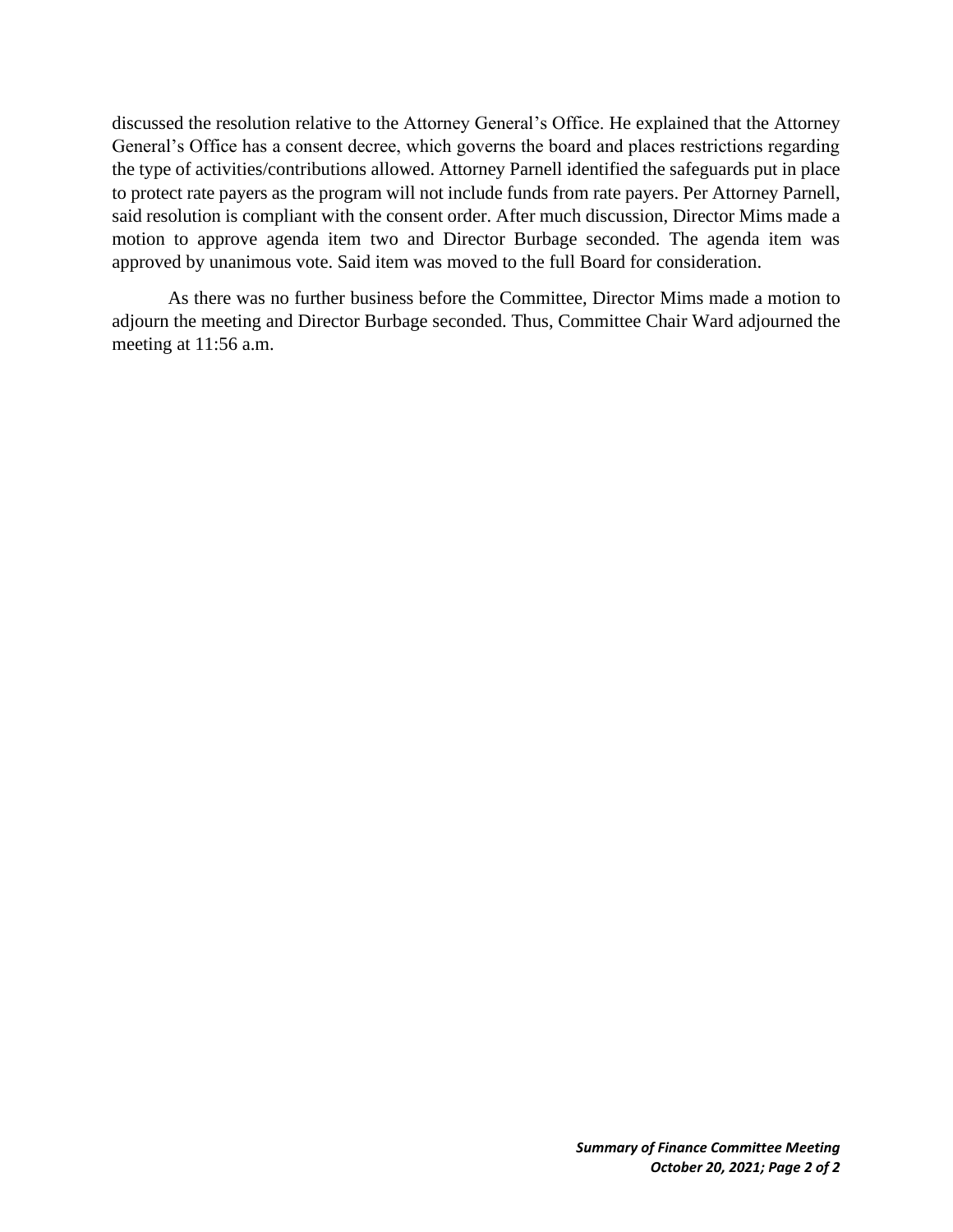discussed the resolution relative to the Attorney General's Office. He explained that the Attorney General's Office has a consent decree, which governs the board and places restrictions regarding the type of activities/contributions allowed. Attorney Parnell identified the safeguards put in place to protect rate payers as the program will not include funds from rate payers. Per Attorney Parnell, said resolution is compliant with the consent order. After much discussion, Director Mims made a motion to approve agenda item two and Director Burbage seconded. The agenda item was approved by unanimous vote. Said item was moved to the full Board for consideration.

As there was no further business before the Committee, Director Mims made a motion to adjourn the meeting and Director Burbage seconded. Thus, Committee Chair Ward adjourned the meeting at 11:56 a.m.